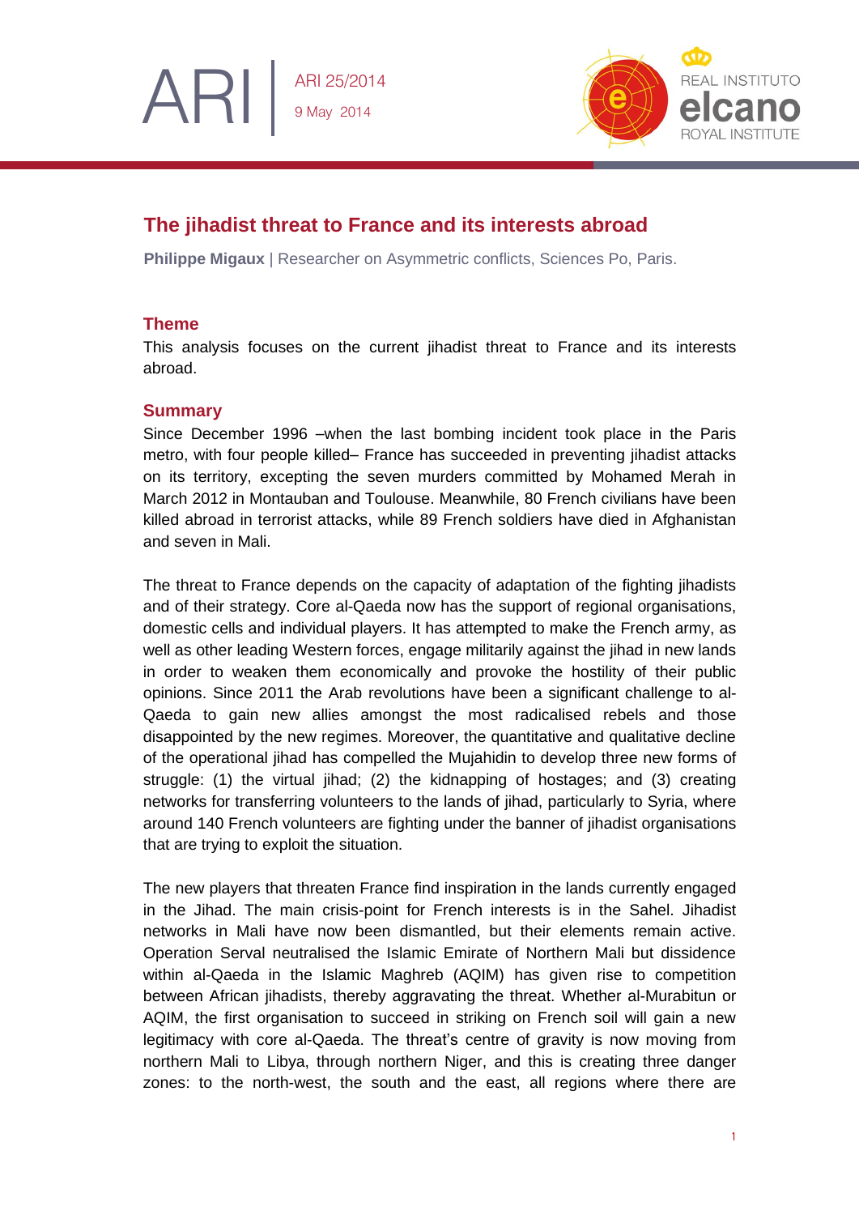ARI 25/2014
9 May 2014

# The jihadist threat to France and its interests abroad

**Philippe Migaux** | Researcher on Asymmetric conflicts, Sciences Po, Paris.

## Theme

This analysis focuses on the current jihadist threat to France and its interests abroad.

## Summary

Since December 1996 –when the last bombing incident took place in the Paris metro, with four people killed– France has succeeded in preventing jihadist attacks on its territory, excepting the seven murders committed by Mohamed Merah in March 2012 in Montauban and Toulouse. Meanwhile, 80 French civilians have been killed abroad in terrorist attacks, while 89 French soldiers have died in Afghanistan and seven in Mali.

The threat to France depends on the capacity of adaptation of the fighting jihadists and of their strategy. Core al-Qaeda now has the support of regional organisations, domestic cells and individual players. It has attempted to make the French army, as well as other leading Western forces, engage militarily against the jihad in new lands in order to weaken them economically and provoke the hostility of their public opinions. Since 2011 the Arab revolutions have been a significant challenge to al-Qaeda to gain new allies amongst the most radicalised rebels and those disappointed by the new regimes. Moreover, the quantitative and qualitative decline of the operational jihad has compelled the Mujahidin to develop three new forms of struggle: (1) the virtual jihad; (2) the kidnapping of hostages; and (3) creating networks for transferring volunteers to the lands of jihad, particularly to Syria, where around 140 French volunteers are fighting under the banner of jihadist organisations that are trying to exploit the situation.

The new players that threaten France find inspiration in the lands currently engaged in the Jihad. The main crisis-point for French interests is in the Sahel. Jihadist networks in Mali have now been dismantled, but their elements remain active. Operation Serval neutralised the Islamic Emirate of Northern Mali but dissidence within al-Qaeda in the Islamic Maghreb (AQIM) has given rise to competition between African jihadists, thereby aggravating the threat. Whether al-Murabitun or AQIM, the first organisation to succeed in striking on French soil will gain a new legitimacy with core al-Qaeda. The threat's centre of gravity is now moving from northern Mali to Libya, through northern Niger, and this is creating three danger zones: to the north-west, the south and the east, all regions where there are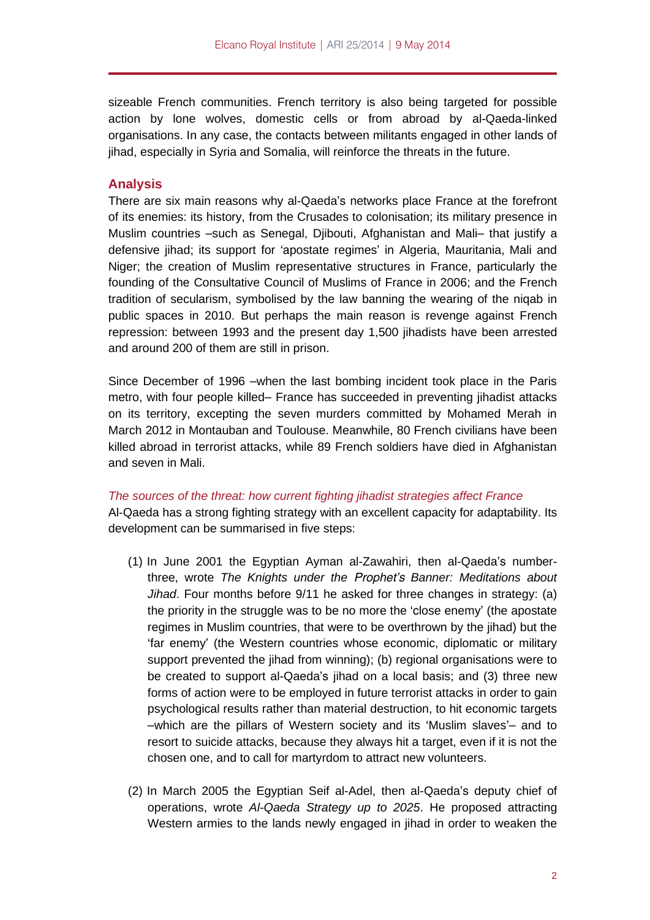sizeable French communities. French territory is also being targeted for possible action by lone wolves, domestic cells or from abroad by al-Qaeda-linked organisations. In any case, the contacts between militants engaged in other lands of jihad, especially in Syria and Somalia, will reinforce the threats in the future.

## Analysis

There are six main reasons why al-Qaeda's networks place France at the forefront of its enemies: its history, from the Crusades to colonisation; its military presence in Muslim countries –such as Senegal, Djibouti, Afghanistan and Mali– that justify a defensive jihad; its support for 'apostate regimes' in Algeria, Mauritania, Mali and Niger; the creation of Muslim representative structures in France, particularly the founding of the Consultative Council of Muslims of France in 2006; and the French tradition of secularism, symbolised by the law banning the wearing of the niqab in public spaces in 2010. But perhaps the main reason is revenge against French repression: between 1993 and the present day 1,500 jihadists have been arrested and around 200 of them are still in prison.

Since December of 1996 –when the last bombing incident took place in the Paris metro, with four people killed– France has succeeded in preventing jihadist attacks on its territory, excepting the seven murders committed by Mohamed Merah in March 2012 in Montauban and Toulouse. Meanwhile, 80 French civilians have been killed abroad in terrorist attacks, while 89 French soldiers have died in Afghanistan and seven in Mali.

### *The sources of the threat: how current fighting jihadist strategies affect France*

Al-Qaeda has a strong fighting strategy with an excellent capacity for adaptability. Its development can be summarised in five steps:

(1) In June 2001 the Egyptian Ayman al-Zawahiri, then al-Qaeda's number-three, wrote *The Knights under the Prophet's Banner: Meditations about Jihad*. Four months before 9/11 he asked for three changes in strategy: (a) the priority in the struggle was to be no more the 'close enemy' (the apostate regimes in Muslim countries, that were to be overthrown by the jihad) but the 'far enemy' (the Western countries whose economic, diplomatic or military support prevented the jihad from winning); (b) regional organisations were to be created to support al-Qaeda's jihad on a local basis; and (3) three new forms of action were to be employed in future terrorist attacks in order to gain psychological results rather than material destruction, to hit economic targets –which are the pillars of Western society and its 'Muslim slaves'– and to resort to suicide attacks, because they always hit a target, even if it is not the chosen one, and to call for martyrdom to attract new volunteers.

(2) In March 2005 the Egyptian Seif al-Adel, then al-Qaeda's deputy chief of operations, wrote *Al-Qaeda Strategy up to 2025*. He proposed attracting Western armies to the lands newly engaged in jihad in order to weaken the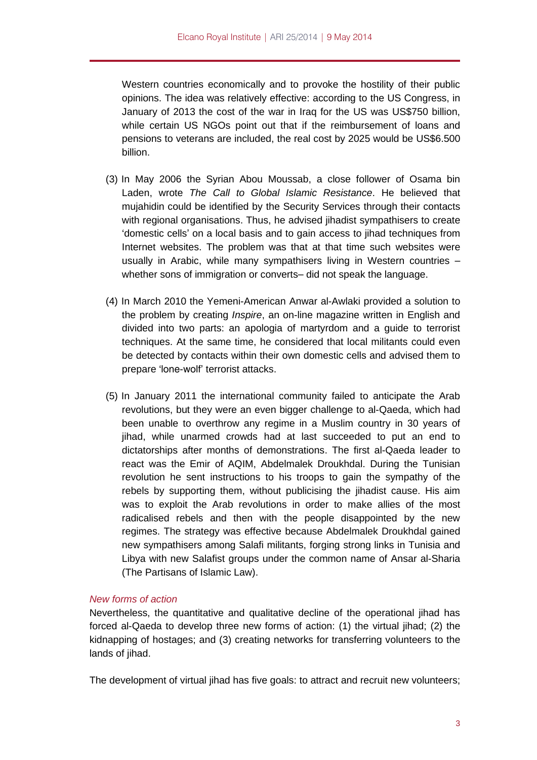Western countries economically and to provoke the hostility of their public opinions. The idea was relatively effective: according to the US Congress, in January of 2013 the cost of the war in Iraq for the US was US$750 billion, while certain US NGOs point out that if the reimbursement of loans and pensions to veterans are included, the real cost by 2025 would be US$6.500 billion.

(3) In May 2006 the Syrian Abou Moussab, a close follower of Osama bin Laden, wrote *The Call to Global Islamic Resistance*. He believed that mujahidin could be identified by the Security Services through their contacts with regional organisations. Thus, he advised jihadist sympathisers to create 'domestic cells' on a local basis and to gain access to jihad techniques from Internet websites. The problem was that at that time such websites were usually in Arabic, while many sympathisers living in Western countries – whether sons of immigration or converts– did not speak the language.

(4) In March 2010 the Yemeni-American Anwar al-Awlaki provided a solution to the problem by creating *Inspire*, an on-line magazine written in English and divided into two parts: an apologia of martyrdom and a guide to terrorist techniques. At the same time, he considered that local militants could even be detected by contacts within their own domestic cells and advised them to prepare 'lone-wolf' terrorist attacks.

(5) In January 2011 the international community failed to anticipate the Arab revolutions, but they were an even bigger challenge to al-Qaeda, which had been unable to overthrow any regime in a Muslim country in 30 years of jihad, while unarmed crowds had at last succeeded to put an end to dictatorships after months of demonstrations. The first al-Qaeda leader to react was the Emir of AQIM, Abdelmalek Droukhdal. During the Tunisian revolution he sent instructions to his troops to gain the sympathy of the rebels by supporting them, without publicising the jihadist cause. His aim was to exploit the Arab revolutions in order to make allies of the most radicalised rebels and then with the people disappointed by the new regimes. The strategy was effective because Abdelmalek Droukhdal gained new sympathisers among Salafi militants, forging strong links in Tunisia and Libya with new Salafist groups under the common name of Ansar al-Sharia (The Partisans of Islamic Law).

### *New forms of action*

Nevertheless, the quantitative and qualitative decline of the operational jihad has forced al-Qaeda to develop three new forms of action: (1) the virtual jihad; (2) the kidnapping of hostages; and (3) creating networks for transferring volunteers to the lands of jihad.

The development of virtual jihad has five goals: to attract and recruit new volunteers;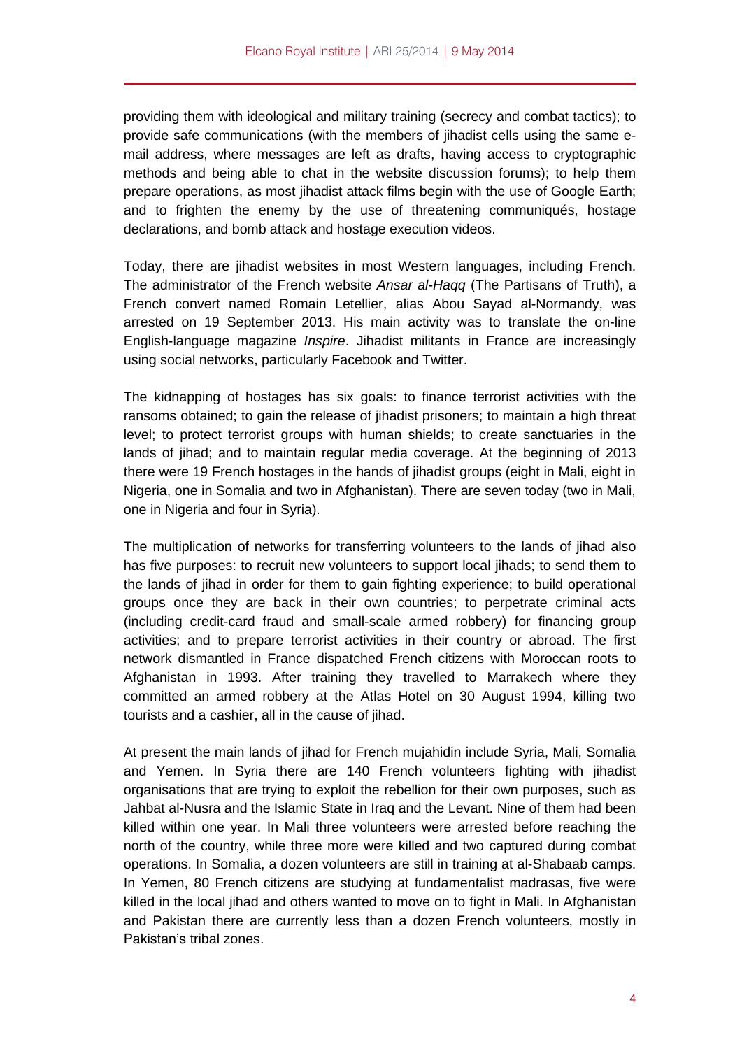providing them with ideological and military training (secrecy and combat tactics); to provide safe communications (with the members of jihadist cells using the same e-mail address, where messages are left as drafts, having access to cryptographic methods and being able to chat in the website discussion forums); to help them prepare operations, as most jihadist attack films begin with the use of Google Earth; and to frighten the enemy by the use of threatening communiqués, hostage declarations, and bomb attack and hostage execution videos.

Today, there are jihadist websites in most Western languages, including French. The administrator of the French website *Ansar al-Haqq* (The Partisans of Truth), a French convert named Romain Letellier, alias Abou Sayad al-Normandy, was arrested on 19 September 2013. His main activity was to translate the on-line English-language magazine *Inspire*. Jihadist militants in France are increasingly using social networks, particularly Facebook and Twitter.

The kidnapping of hostages has six goals: to finance terrorist activities with the ransoms obtained; to gain the release of jihadist prisoners; to maintain a high threat level; to protect terrorist groups with human shields; to create sanctuaries in the lands of jihad; and to maintain regular media coverage. At the beginning of 2013 there were 19 French hostages in the hands of jihadist groups (eight in Mali, eight in Nigeria, one in Somalia and two in Afghanistan). There are seven today (two in Mali, one in Nigeria and four in Syria).

The multiplication of networks for transferring volunteers to the lands of jihad also has five purposes: to recruit new volunteers to support local jihads; to send them to the lands of jihad in order for them to gain fighting experience; to build operational groups once they are back in their own countries; to perpetrate criminal acts (including credit-card fraud and small-scale armed robbery) for financing group activities; and to prepare terrorist activities in their country or abroad. The first network dismantled in France dispatched French citizens with Moroccan roots to Afghanistan in 1993. After training they travelled to Marrakech where they committed an armed robbery at the Atlas Hotel on 30 August 1994, killing two tourists and a cashier, all in the cause of jihad.

At present the main lands of jihad for French mujahidin include Syria, Mali, Somalia and Yemen. In Syria there are 140 French volunteers fighting with jihadist organisations that are trying to exploit the rebellion for their own purposes, such as Jahbat al-Nusra and the Islamic State in Iraq and the Levant. Nine of them had been killed within one year. In Mali three volunteers were arrested before reaching the north of the country, while three more were killed and two captured during combat operations. In Somalia, a dozen volunteers are still in training at al-Shabaab camps. In Yemen, 80 French citizens are studying at fundamentalist madrasas, five were killed in the local jihad and others wanted to move on to fight in Mali. In Afghanistan and Pakistan there are currently less than a dozen French volunteers, mostly in Pakistan's tribal zones.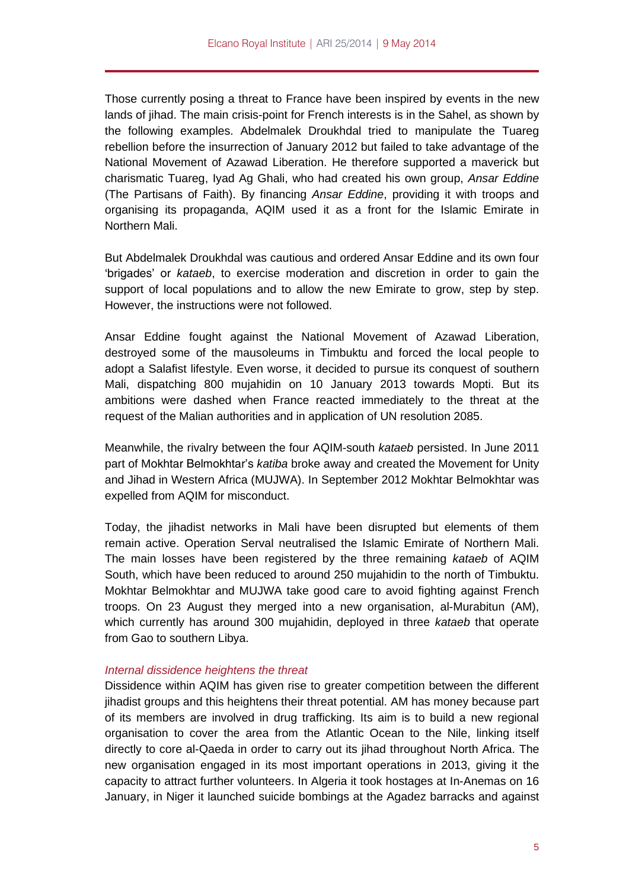Those currently posing a threat to France have been inspired by events in the new lands of jihad. The main crisis-point for French interests is in the Sahel, as shown by the following examples. Abdelmalek Droukhdal tried to manipulate the Tuareg rebellion before the insurrection of January 2012 but failed to take advantage of the National Movement of Azawad Liberation. He therefore supported a maverick but charismatic Tuareg, Iyad Ag Ghali, who had created his own group, *Ansar Eddine* (The Partisans of Faith). By financing *Ansar Eddine*, providing it with troops and organising its propaganda, AQIM used it as a front for the Islamic Emirate in Northern Mali.

But Abdelmalek Droukhdal was cautious and ordered Ansar Eddine and its own four 'brigades' or *kataeb*, to exercise moderation and discretion in order to gain the support of local populations and to allow the new Emirate to grow, step by step. However, the instructions were not followed.

Ansar Eddine fought against the National Movement of Azawad Liberation, destroyed some of the mausoleums in Timbuktu and forced the local people to adopt a Salafist lifestyle. Even worse, it decided to pursue its conquest of southern Mali, dispatching 800 mujahidin on 10 January 2013 towards Mopti. But its ambitions were dashed when France reacted immediately to the threat at the request of the Malian authorities and in application of UN resolution 2085.

Meanwhile, the rivalry between the four AQIM-south *kataeb* persisted. In June 2011 part of Mokhtar Belmokhtar's *katiba* broke away and created the Movement for Unity and Jihad in Western Africa (MUJWA). In September 2012 Mokhtar Belmokhtar was expelled from AQIM for misconduct.

Today, the jihadist networks in Mali have been disrupted but elements of them remain active. Operation Serval neutralised the Islamic Emirate of Northern Mali. The main losses have been registered by the three remaining *kataeb* of AQIM South, which have been reduced to around 250 mujahidin to the north of Timbuktu. Mokhtar Belmokhtar and MUJWA take good care to avoid fighting against French troops. On 23 August they merged into a new organisation, al-Murabitun (AM), which currently has around 300 mujahidin, deployed in three *kataeb* that operate from Gao to southern Libya.

### *Internal dissidence heightens the threat*

Dissidence within AQIM has given rise to greater competition between the different jihadist groups and this heightens their threat potential. AM has money because part of its members are involved in drug trafficking. Its aim is to build a new regional organisation to cover the area from the Atlantic Ocean to the Nile, linking itself directly to core al-Qaeda in order to carry out its jihad throughout North Africa. The new organisation engaged in its most important operations in 2013, giving it the capacity to attract further volunteers. In Algeria it took hostages at In-Anemas on 16 January, in Niger it launched suicide bombings at the Agadez barracks and against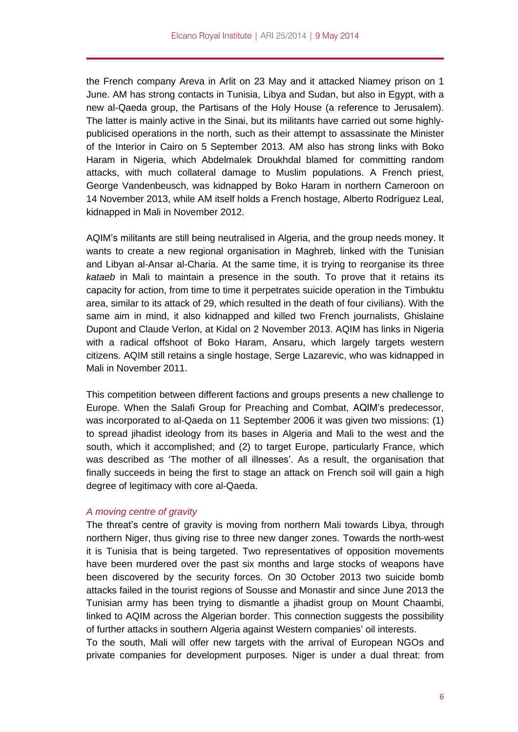the French company Areva in Arlit on 23 May and it attacked Niamey prison on 1 June. AM has strong contacts in Tunisia, Libya and Sudan, but also in Egypt, with a new al-Qaeda group, the Partisans of the Holy House (a reference to Jerusalem). The latter is mainly active in the Sinai, but its militants have carried out some highly-publicised operations in the north, such as their attempt to assassinate the Minister of the Interior in Cairo on 5 September 2013. AM also has strong links with Boko Haram in Nigeria, which Abdelmalek Droukhdal blamed for committing random attacks, with much collateral damage to Muslim populations. A French priest, George Vandenbeusch, was kidnapped by Boko Haram in northern Cameroon on 14 November 2013, while AM itself holds a French hostage, Alberto Rodríguez Leal, kidnapped in Mali in November 2012.

AQIM's militants are still being neutralised in Algeria, and the group needs money. It wants to create a new regional organisation in Maghreb, linked with the Tunisian and Libyan al-Ansar al-Charia. At the same time, it is trying to reorganise its three *kataeb* in Mali to maintain a presence in the south. To prove that it retains its capacity for action, from time to time it perpetrates suicide operation in the Timbuktu area, similar to its attack of 29, which resulted in the death of four civilians). With the same aim in mind, it also kidnapped and killed two French journalists, Ghislaine Dupont and Claude Verlon, at Kidal on 2 November 2013. AQIM has links in Nigeria with a radical offshoot of Boko Haram, Ansaru, which largely targets western citizens. AQIM still retains a single hostage, Serge Lazarevic, who was kidnapped in Mali in November 2011.

This competition between different factions and groups presents a new challenge to Europe. When the Salafi Group for Preaching and Combat, AQIM's predecessor, was incorporated to al-Qaeda on 11 September 2006 it was given two missions: (1) to spread jihadist ideology from its bases in Algeria and Mali to the west and the south, which it accomplished; and (2) to target Europe, particularly France, which was described as 'The mother of all illnesses'. As a result, the organisation that finally succeeds in being the first to stage an attack on French soil will gain a high degree of legitimacy with core al-Qaeda.

### *A moving centre of gravity*

The threat's centre of gravity is moving from northern Mali towards Libya, through northern Niger, thus giving rise to three new danger zones. Towards the north-west it is Tunisia that is being targeted. Two representatives of opposition movements have been murdered over the past six months and large stocks of weapons have been discovered by the security forces. On 30 October 2013 two suicide bomb attacks failed in the tourist regions of Sousse and Monastir and since June 2013 the Tunisian army has been trying to dismantle a jihadist group on Mount Chaambi, linked to AQIM across the Algerian border. This connection suggests the possibility of further attacks in southern Algeria against Western companies' oil interests.

To the south, Mali will offer new targets with the arrival of European NGOs and private companies for development purposes. Niger is under a dual threat: from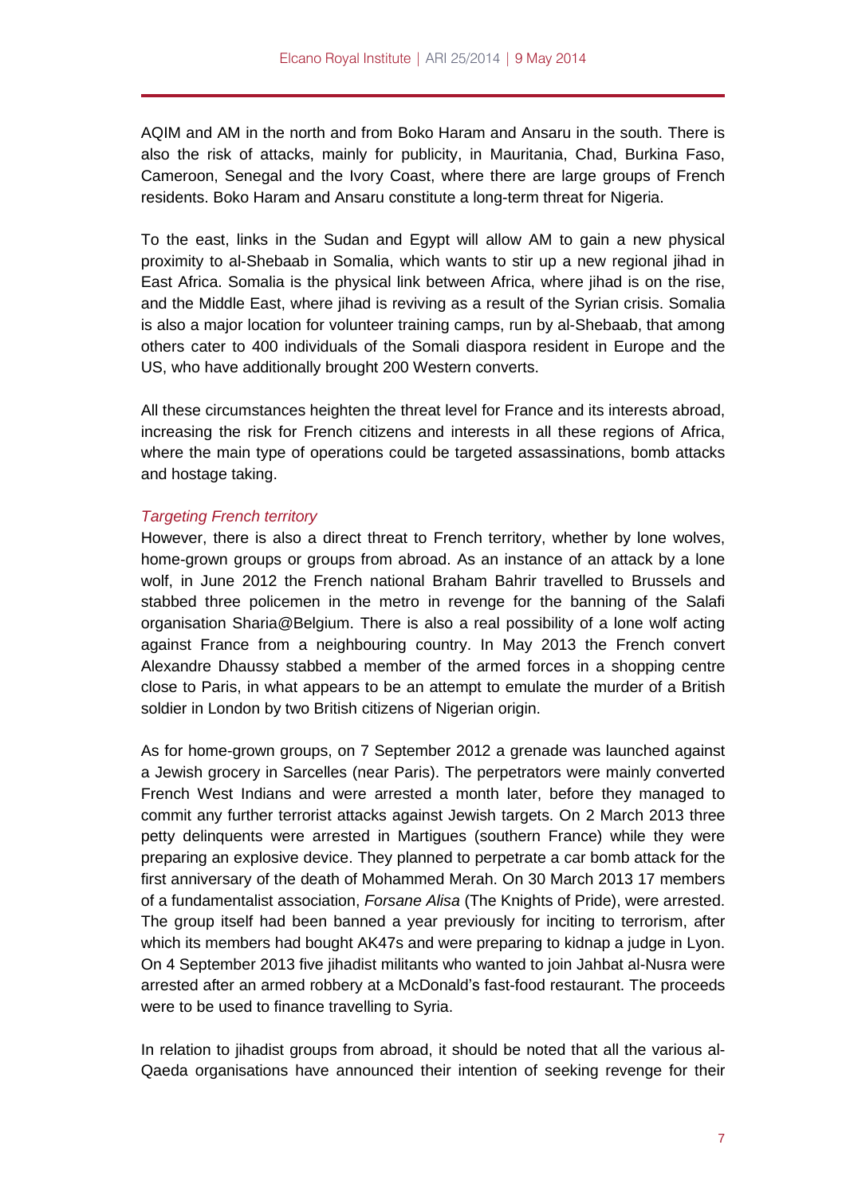AQIM and AM in the north and from Boko Haram and Ansaru in the south. There is also the risk of attacks, mainly for publicity, in Mauritania, Chad, Burkina Faso, Cameroon, Senegal and the Ivory Coast, where there are large groups of French residents. Boko Haram and Ansaru constitute a long-term threat for Nigeria.

To the east, links in the Sudan and Egypt will allow AM to gain a new physical proximity to al-Shebaab in Somalia, which wants to stir up a new regional jihad in East Africa. Somalia is the physical link between Africa, where jihad is on the rise, and the Middle East, where jihad is reviving as a result of the Syrian crisis. Somalia is also a major location for volunteer training camps, run by al-Shebaab, that among others cater to 400 individuals of the Somali diaspora resident in Europe and the US, who have additionally brought 200 Western converts.

All these circumstances heighten the threat level for France and its interests abroad, increasing the risk for French citizens and interests in all these regions of Africa, where the main type of operations could be targeted assassinations, bomb attacks and hostage taking.

*Targeting French territory*

However, there is also a direct threat to French territory, whether by lone wolves, home-grown groups or groups from abroad. As an instance of an attack by a lone wolf, in June 2012 the French national Braham Bahrir travelled to Brussels and stabbed three policemen in the metro in revenge for the banning of the Salafi organisation Sharia@Belgium. There is also a real possibility of a lone wolf acting against France from a neighbouring country. In May 2013 the French convert Alexandre Dhaussy stabbed a member of the armed forces in a shopping centre close to Paris, in what appears to be an attempt to emulate the murder of a British soldier in London by two British citizens of Nigerian origin.

As for home-grown groups, on 7 September 2012 a grenade was launched against a Jewish grocery in Sarcelles (near Paris). The perpetrators were mainly converted French West Indians and were arrested a month later, before they managed to commit any further terrorist attacks against Jewish targets. On 2 March 2013 three petty delinquents were arrested in Martigues (southern France) while they were preparing an explosive device. They planned to perpetrate a car bomb attack for the first anniversary of the death of Mohammed Merah. On 30 March 2013 17 members of a fundamentalist association, *Forsane Alisa* (The Knights of Pride), were arrested. The group itself had been banned a year previously for inciting to terrorism, after which its members had bought AK47s and were preparing to kidnap a judge in Lyon. On 4 September 2013 five jihadist militants who wanted to join Jahbat al-Nusra were arrested after an armed robbery at a McDonald's fast-food restaurant. The proceeds were to be used to finance travelling to Syria.

In relation to jihadist groups from abroad, it should be noted that all the various al-Qaeda organisations have announced their intention of seeking revenge for their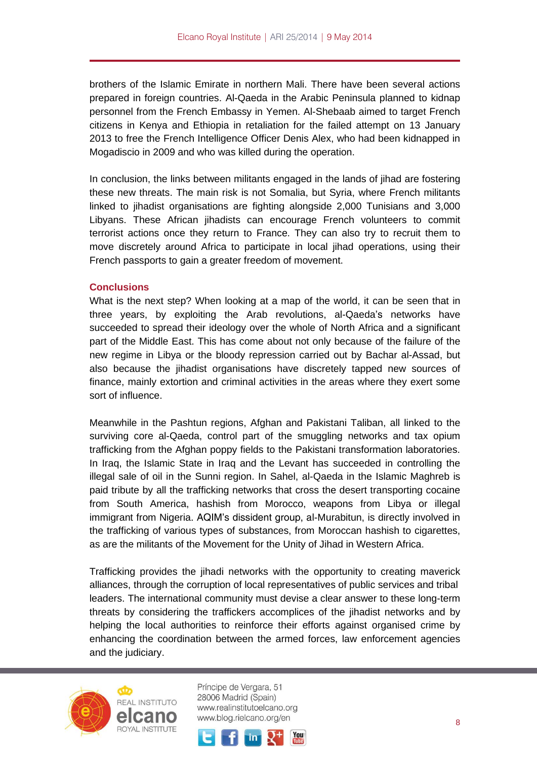brothers of the Islamic Emirate in northern Mali. There have been several actions prepared in foreign countries. Al-Qaeda in the Arabic Peninsula planned to kidnap personnel from the French Embassy in Yemen. Al-Shebaab aimed to target French citizens in Kenya and Ethiopia in retaliation for the failed attempt on 13 January 2013 to free the French Intelligence Officer Denis Alex, who had been kidnapped in Mogadiscio in 2009 and who was killed during the operation.

In conclusion, the links between militants engaged in the lands of jihad are fostering these new threats. The main risk is not Somalia, but Syria, where French militants linked to jihadist organisations are fighting alongside 2,000 Tunisians and 3,000 Libyans. These African jihadists can encourage French volunteers to commit terrorist actions once they return to France. They can also try to recruit them to move discretely around Africa to participate in local jihad operations, using their French passports to gain a greater freedom of movement.

## Conclusions

What is the next step? When looking at a map of the world, it can be seen that in three years, by exploiting the Arab revolutions, al-Qaeda's networks have succeeded to spread their ideology over the whole of North Africa and a significant part of the Middle East. This has come about not only because of the failure of the new regime in Libya or the bloody repression carried out by Bachar al-Assad, but also because the jihadist organisations have discretely tapped new sources of finance, mainly extortion and criminal activities in the areas where they exert some sort of influence.

Meanwhile in the Pashtun regions, Afghan and Pakistani Taliban, all linked to the surviving core al-Qaeda, control part of the smuggling networks and tax opium trafficking from the Afghan poppy fields to the Pakistani transformation laboratories. In Iraq, the Islamic State in Iraq and the Levant has succeeded in controlling the illegal sale of oil in the Sunni region. In Sahel, al-Qaeda in the Islamic Maghreb is paid tribute by all the trafficking networks that cross the desert transporting cocaine from South America, hashish from Morocco, weapons from Libya or illegal immigrant from Nigeria. AQIM's dissident group, al-Murabitun, is directly involved in the trafficking of various types of substances, from Moroccan hashish to cigarettes, as are the militants of the Movement for the Unity of Jihad in Western Africa.

Trafficking provides the jihadi networks with the opportunity to creating maverick alliances, through the corruption of local representatives of public services and tribal leaders. The international community must devise a clear answer to these long-term threats by considering the traffickers accomplices of the jihadist networks and by helping the local authorities to reinforce their efforts against organised crime by enhancing the coordination between the armed forces, law enforcement agencies and the judiciary.